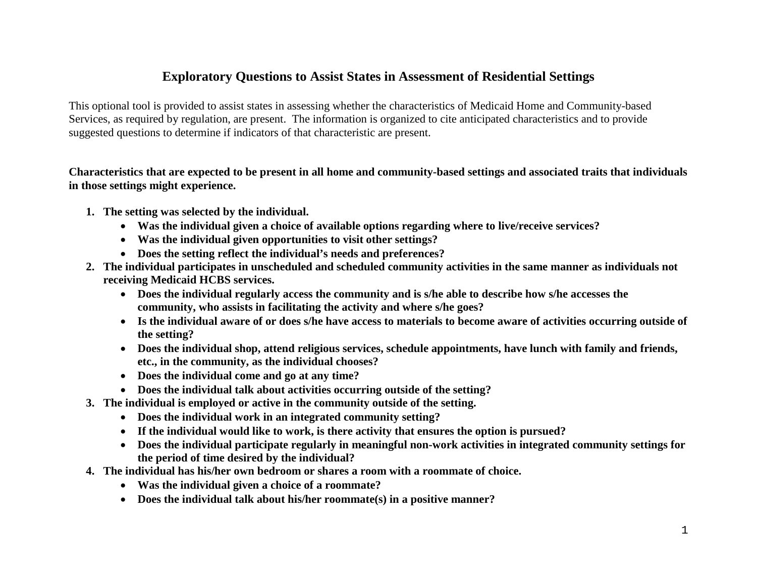# Exploratory Questions to Assist States in Assessment of Residential Settings

This optional tool is provided to assist states in assessing whether the characteristics of Medicaid Home and Community-based Services, as required by regulation, are present. The information is organized to cite anticipated characteristics and to provide suggested questions to determine if indicators of that characteristic are present.

**Characteristics that are expected to be present in all home and community-based settings and associated traits that individuals in those settings might experience.**

1. **The setting was selected by the individual.**
   - **Was the individual given a choice of available options regarding where to live/receive services?**
   - **Was the individual given opportunities to visit other settings?**
   - **Does the setting reflect the individual's needs and preferences?**
2. **The individual participates in unscheduled and scheduled community activities in the same manner as individuals not receiving Medicaid HCBS services.**
   - **Does the individual regularly access the community and is s/he able to describe how s/he accesses the community, who assists in facilitating the activity and where s/he goes?**
   - **Is the individual aware of or does s/he have access to materials to become aware of activities occurring outside of the setting?**
   - **Does the individual shop, attend religious services, schedule appointments, have lunch with family and friends, etc., in the community, as the individual chooses?**
   - **Does the individual come and go at any time?**
   - **Does the individual talk about activities occurring outside of the setting?**
3. **The individual is employed or active in the community outside of the setting.**
   - **Does the individual work in an integrated community setting?**
   - **If the individual would like to work, is there activity that ensures the option is pursued?**
   - **Does the individual participate regularly in meaningful non-work activities in integrated community settings for the period of time desired by the individual?**
4. **The individual has his/her own bedroom or shares a room with a roommate of choice.**
   - **Was the individual given a choice of a roommate?**
   - **Does the individual talk about his/her roommate(s) in a positive manner?**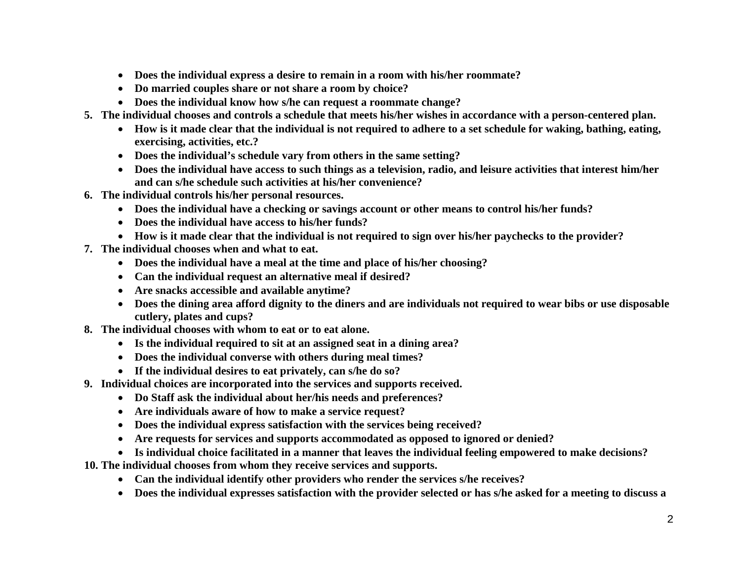- **Does the individual express a desire to remain in a room with his/her roommate?**
- **Do married couples share or not share a room by choice?**
- **Does the individual know how s/he can request a roommate change?**

5. **The individual chooses and controls a schedule that meets his/her wishes in accordance with a person-centered plan.**
   - **How is it made clear that the individual is not required to adhere to a set schedule for waking, bathing, eating, exercising, activities, etc.?**
   - **Does the individual's schedule vary from others in the same setting?**
   - **Does the individual have access to such things as a television, radio, and leisure activities that interest him/her and can s/he schedule such activities at his/her convenience?**
6. **The individual controls his/her personal resources.**
   - **Does the individual have a checking or savings account or other means to control his/her funds?**
   - **Does the individual have access to his/her funds?**
   - **How is it made clear that the individual is not required to sign over his/her paychecks to the provider?**
7. **The individual chooses when and what to eat.**
   - **Does the individual have a meal at the time and place of his/her choosing?**
   - **Can the individual request an alternative meal if desired?**
   - **Are snacks accessible and available anytime?**
   - **Does the dining area afford dignity to the diners and are individuals not required to wear bibs or use disposable cutlery, plates and cups?**
8. **The individual chooses with whom to eat or to eat alone.**
   - **Is the individual required to sit at an assigned seat in a dining area?**
   - **Does the individual converse with others during meal times?**
   - **If the individual desires to eat privately, can s/he do so?**
9. **Individual choices are incorporated into the services and supports received.**
   - **Do Staff ask the individual about her/his needs and preferences?**
   - **Are individuals aware of how to make a service request?**
   - **Does the individual express satisfaction with the services being received?**
   - **Are requests for services and supports accommodated as opposed to ignored or denied?**
   - **Is individual choice facilitated in a manner that leaves the individual feeling empowered to make decisions?**
10. **The individual chooses from whom they receive services and supports.**
    - **Can the individual identify other providers who render the services s/he receives?**
    - **Does the individual expresses satisfaction with the provider selected or has s/he asked for a meeting to discuss a**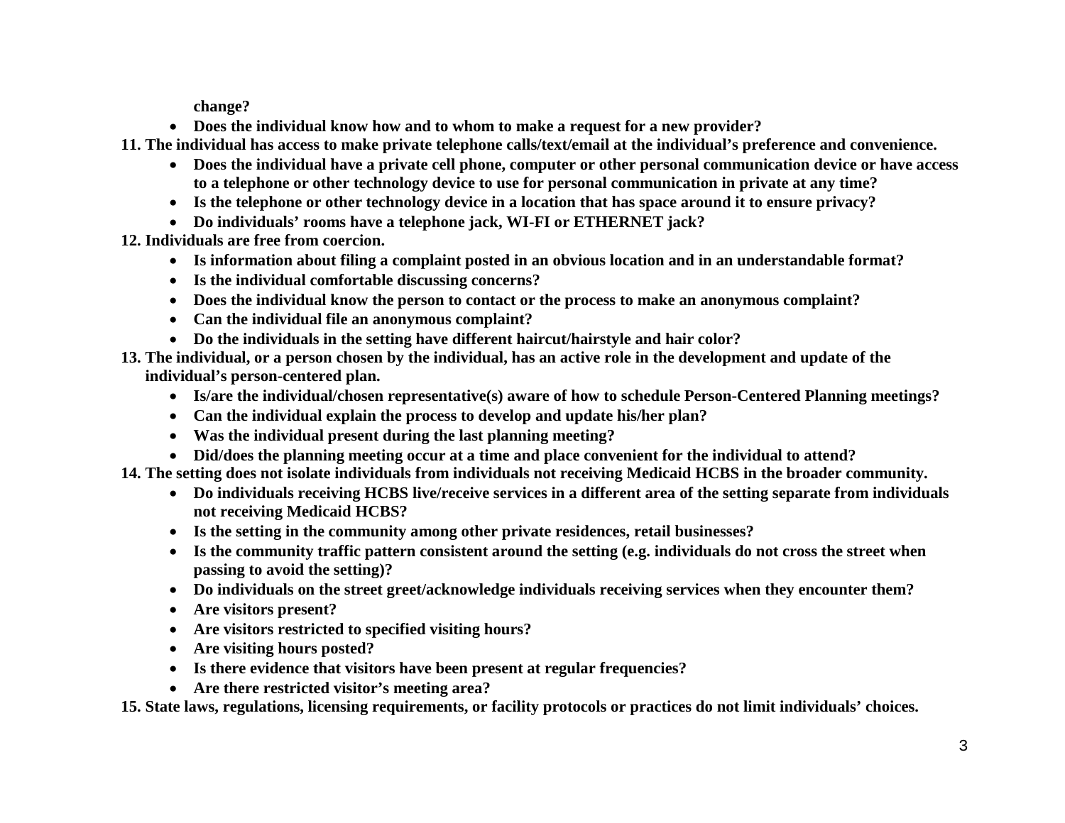**change?**

- **Does the individual know how and to whom to make a request for a new provider?**

**11. The individual has access to make private telephone calls/text/email at the individual's preference and convenience.**

- **Does the individual have a private cell phone, computer or other personal communication device or have access to a telephone or other technology device to use for personal communication in private at any time?**
- **Is the telephone or other technology device in a location that has space around it to ensure privacy?**
- **Do individuals' rooms have a telephone jack, WI-FI or ETHERNET jack?**

**12. Individuals are free from coercion.**

- **Is information about filing a complaint posted in an obvious location and in an understandable format?**
- **Is the individual comfortable discussing concerns?**
- **Does the individual know the person to contact or the process to make an anonymous complaint?**
- **Can the individual file an anonymous complaint?**
- **Do the individuals in the setting have different haircut/hairstyle and hair color?**

**13. The individual, or a person chosen by the individual, has an active role in the development and update of the individual's person-centered plan.**

- **Is/are the individual/chosen representative(s) aware of how to schedule Person-Centered Planning meetings?**
- **Can the individual explain the process to develop and update his/her plan?**
- **Was the individual present during the last planning meeting?**
- **Did/does the planning meeting occur at a time and place convenient for the individual to attend?**

**14. The setting does not isolate individuals from individuals not receiving Medicaid HCBS in the broader community.**

- **Do individuals receiving HCBS live/receive services in a different area of the setting separate from individuals not receiving Medicaid HCBS?**
- **Is the setting in the community among other private residences, retail businesses?**
- **Is the community traffic pattern consistent around the setting (e.g. individuals do not cross the street when passing to avoid the setting)?**
- **Do individuals on the street greet/acknowledge individuals receiving services when they encounter them?**
- **Are visitors present?**
- **Are visitors restricted to specified visiting hours?**
- **Are visiting hours posted?**
- **Is there evidence that visitors have been present at regular frequencies?**
- **Are there restricted visitor's meeting area?**

**15. State laws, regulations, licensing requirements, or facility protocols or practices do not limit individuals' choices.**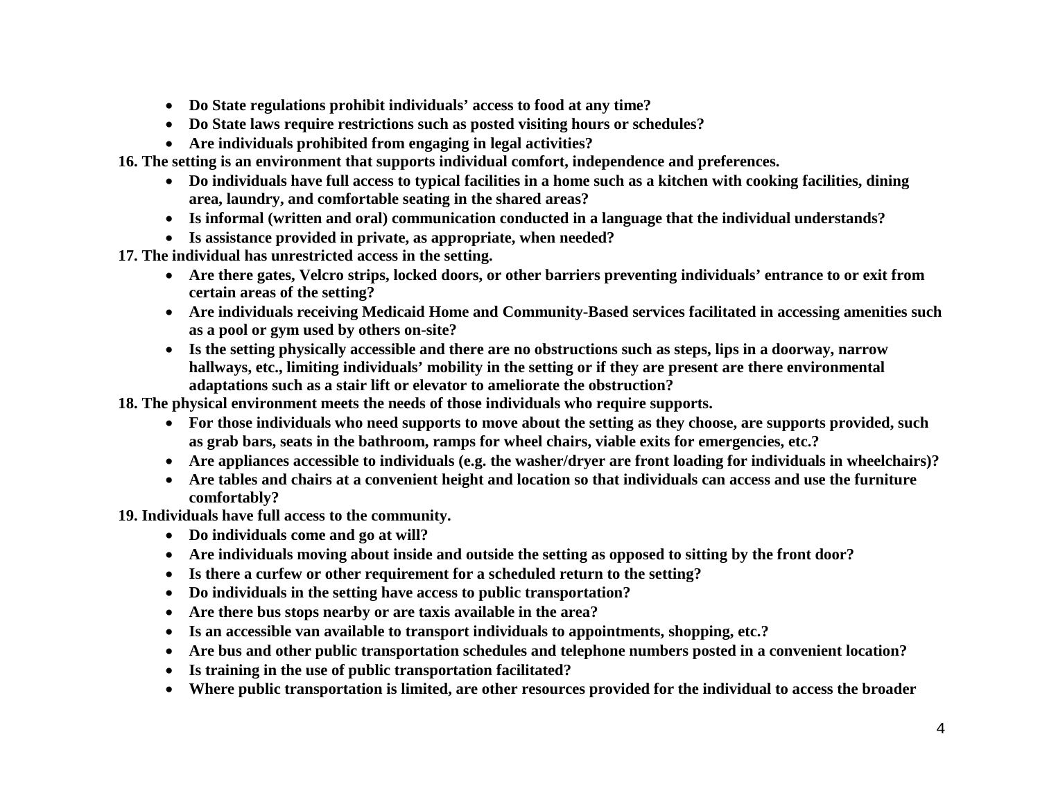- **Do State regulations prohibit individuals' access to food at any time?**
- **Do State laws require restrictions such as posted visiting hours or schedules?**
- **Are individuals prohibited from engaging in legal activities?**

**16. The setting is an environment that supports individual comfort, independence and preferences.**

- **Do individuals have full access to typical facilities in a home such as a kitchen with cooking facilities, dining area, laundry, and comfortable seating in the shared areas?**
- **Is informal (written and oral) communication conducted in a language that the individual understands?**
- **Is assistance provided in private, as appropriate, when needed?**

**17. The individual has unrestricted access in the setting.**

- **Are there gates, Velcro strips, locked doors, or other barriers preventing individuals' entrance to or exit from certain areas of the setting?**
- **Are individuals receiving Medicaid Home and Community-Based services facilitated in accessing amenities such as a pool or gym used by others on-site?**
- **Is the setting physically accessible and there are no obstructions such as steps, lips in a doorway, narrow hallways, etc., limiting individuals' mobility in the setting or if they are present are there environmental adaptations such as a stair lift or elevator to ameliorate the obstruction?**

**18. The physical environment meets the needs of those individuals who require supports.**

- **For those individuals who need supports to move about the setting as they choose, are supports provided, such as grab bars, seats in the bathroom, ramps for wheel chairs, viable exits for emergencies, etc.?**
- **Are appliances accessible to individuals (e.g. the washer/dryer are front loading for individuals in wheelchairs)?**
- **Are tables and chairs at a convenient height and location so that individuals can access and use the furniture comfortably?**

**19. Individuals have full access to the community.**

- **Do individuals come and go at will?**
- **Are individuals moving about inside and outside the setting as opposed to sitting by the front door?**
- **Is there a curfew or other requirement for a scheduled return to the setting?**
- **Do individuals in the setting have access to public transportation?**
- **Are there bus stops nearby or are taxis available in the area?**
- **Is an accessible van available to transport individuals to appointments, shopping, etc.?**
- **Are bus and other public transportation schedules and telephone numbers posted in a convenient location?**
- **Is training in the use of public transportation facilitated?**
- **Where public transportation is limited, are other resources provided for the individual to access the broader**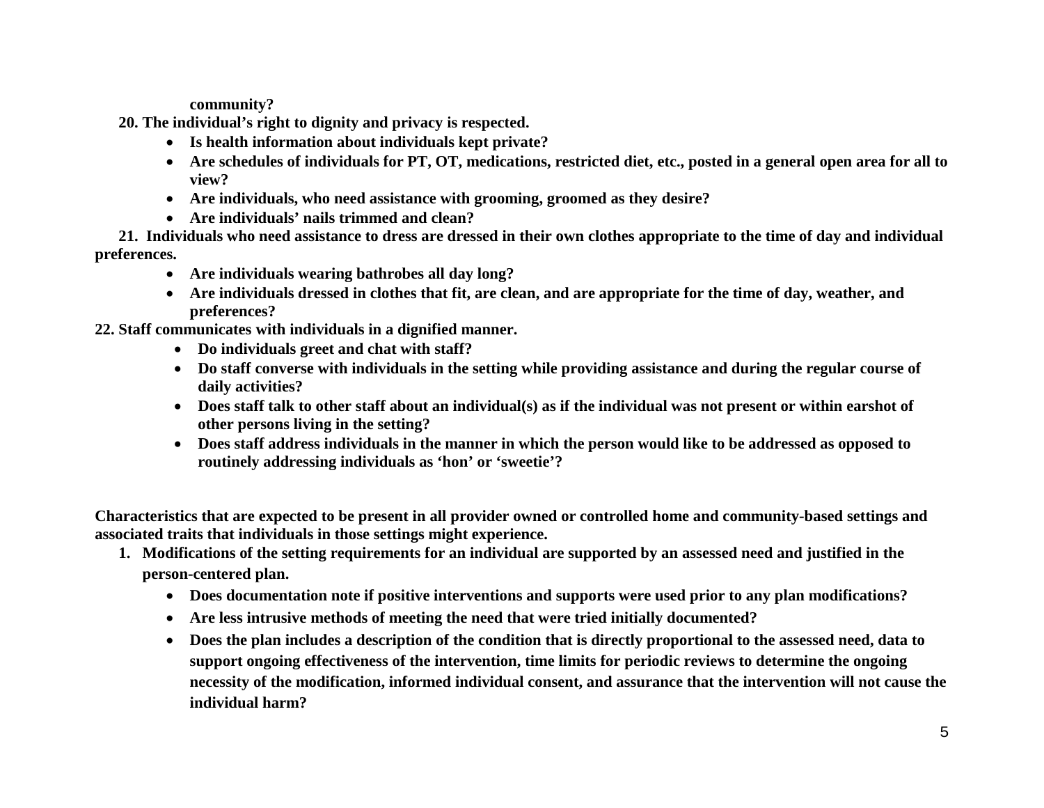**community?**

**20. The individual's right to dignity and privacy is respected.**

- **Is health information about individuals kept private?**
- **Are schedules of individuals for PT, OT, medications, restricted diet, etc., posted in a general open area for all to view?**
- **Are individuals, who need assistance with grooming, groomed as they desire?**
- **Are individuals' nails trimmed and clean?**

**21. Individuals who need assistance to dress are dressed in their own clothes appropriate to the time of day and individual preferences.**

- **Are individuals wearing bathrobes all day long?**
- **Are individuals dressed in clothes that fit, are clean, and are appropriate for the time of day, weather, and preferences?**

**22. Staff communicates with individuals in a dignified manner.**

- **Do individuals greet and chat with staff?**
- **Do staff converse with individuals in the setting while providing assistance and during the regular course of daily activities?**
- **Does staff talk to other staff about an individual(s) as if the individual was not present or within earshot of other persons living in the setting?**
- **Does staff address individuals in the manner in which the person would like to be addressed as opposed to routinely addressing individuals as 'hon' or 'sweetie'?**

**Characteristics that are expected to be present in all provider owned or controlled home and community-based settings and associated traits that individuals in those settings might experience.**

1. **Modifications of the setting requirements for an individual are supported by an assessed need and justified in the person-centered plan.**
    - **Does documentation note if positive interventions and supports were used prior to any plan modifications?**
    - **Are less intrusive methods of meeting the need that were tried initially documented?**
    - **Does the plan includes a description of the condition that is directly proportional to the assessed need, data to support ongoing effectiveness of the intervention, time limits for periodic reviews to determine the ongoing necessity of the modification, informed individual consent, and assurance that the intervention will not cause the individual harm?**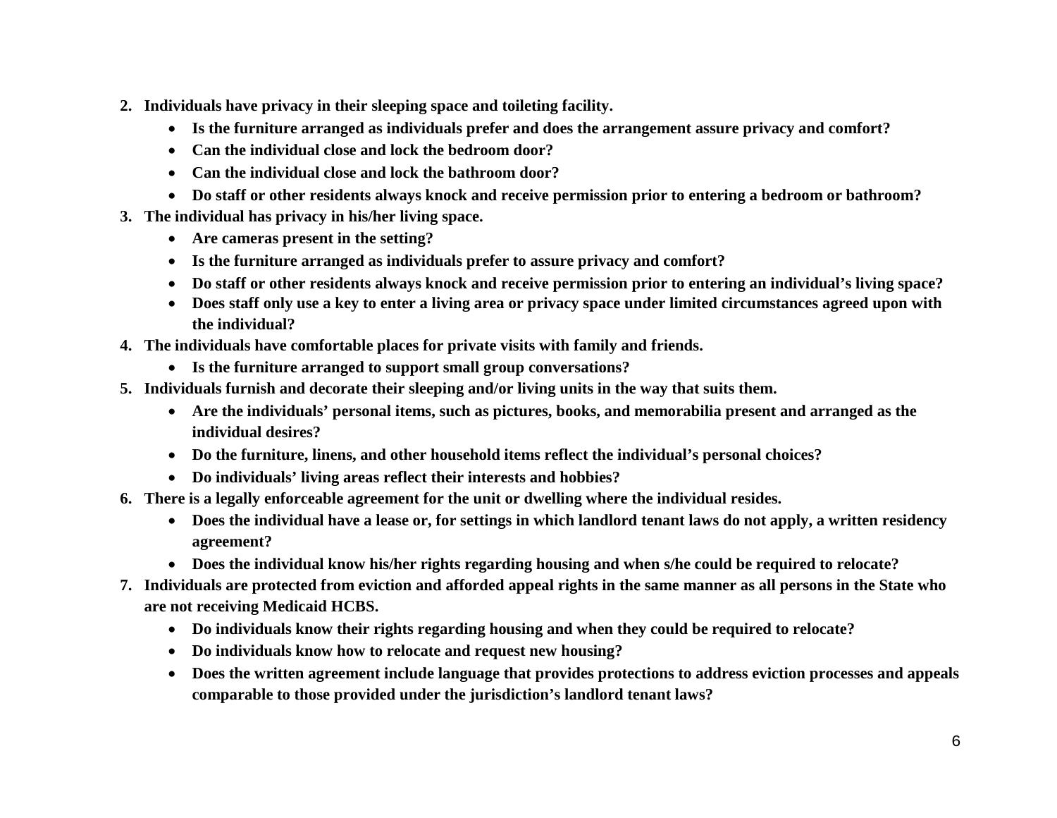2. **Individuals have privacy in their sleeping space and toileting facility.**
    - **Is the furniture arranged as individuals prefer and does the arrangement assure privacy and comfort?**
    - **Can the individual close and lock the bedroom door?**
    - **Can the individual close and lock the bathroom door?**
    - **Do staff or other residents always knock and receive permission prior to entering a bedroom or bathroom?**
3. **The individual has privacy in his/her living space.**
    - **Are cameras present in the setting?**
    - **Is the furniture arranged as individuals prefer to assure privacy and comfort?**
    - **Do staff or other residents always knock and receive permission prior to entering an individual's living space?**
    - **Does staff only use a key to enter a living area or privacy space under limited circumstances agreed upon with the individual?**
4. **The individuals have comfortable places for private visits with family and friends.**
    - **Is the furniture arranged to support small group conversations?**
5. **Individuals furnish and decorate their sleeping and/or living units in the way that suits them.**
    - **Are the individuals' personal items, such as pictures, books, and memorabilia present and arranged as the individual desires?**
    - **Do the furniture, linens, and other household items reflect the individual's personal choices?**
    - **Do individuals' living areas reflect their interests and hobbies?**
6. **There is a legally enforceable agreement for the unit or dwelling where the individual resides.**
    - **Does the individual have a lease or, for settings in which landlord tenant laws do not apply, a written residency agreement?**
    - **Does the individual know his/her rights regarding housing and when s/he could be required to relocate?**
7. **Individuals are protected from eviction and afforded appeal rights in the same manner as all persons in the State who are not receiving Medicaid HCBS.**
    - **Do individuals know their rights regarding housing and when they could be required to relocate?**
    - **Do individuals know how to relocate and request new housing?**
    - **Does the written agreement include language that provides protections to address eviction processes and appeals comparable to those provided under the jurisdiction's landlord tenant laws?**